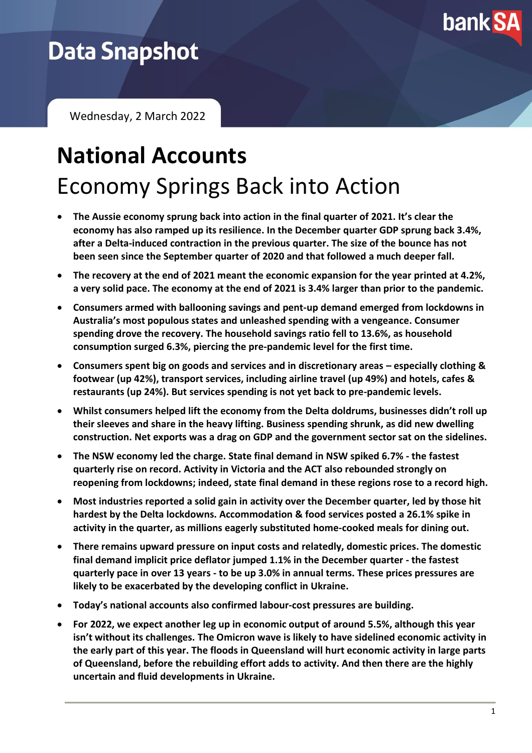# Data Snapshot

Wednesday, 2 March 2022

# National Accounts

## Economy Springs Back into Action

- **The Aussie economy sprung back into action in the final quarter of 2021. It's clear the economy has also ramped up its resilience. In the December quarter GDP sprung back 3.4%, after a Delta-induced contraction in the previous quarter. The size of the bounce has not been seen since the September quarter of 2020 and that followed a much deeper fall.**
- **The recovery at the end of 2021 meant the economic expansion for the year printed at 4.2%, a very solid pace. The economy at the end of 2021 is 3.4% larger than prior to the pandemic.**
- **Consumers armed with ballooning savings and pent-up demand emerged from lockdowns in Australia's most populous states and unleashed spending with a vengeance. Consumer spending drove the recovery. The household savings ratio fell to 13.6%, as household consumption surged 6.3%, piercing the pre-pandemic level for the first time.**
- **Consumers spent big on goods and services and in discretionary areas – especially clothing & footwear (up 42%), transport services, including airline travel (up 49%) and hotels, cafes & restaurants (up 24%). But services spending is not yet back to pre-pandemic levels.**
- **Whilst consumers helped lift the economy from the Delta doldrums, businesses didn't roll up their sleeves and share in the heavy lifting. Business spending shrunk, as did new dwelling construction. Net exports was a drag on GDP and the government sector sat on the sidelines.**
- **The NSW economy led the charge. State final demand in NSW spiked 6.7% - the fastest quarterly rise on record. Activity in Victoria and the ACT also rebounded strongly on reopening from lockdowns; indeed, state final demand in these regions rose to a record high.**
- **Most industries reported a solid gain in activity over the December quarter, led by those hit hardest by the Delta lockdowns. Accommodation & food services posted a 26.1% spike in activity in the quarter, as millions eagerly substituted home-cooked meals for dining out.**
- **There remains upward pressure on input costs and relatedly, domestic prices. The domestic final demand implicit price deflator jumped 1.1% in the December quarter - the fastest quarterly pace in over 13 years - to be up 3.0% in annual terms. These prices pressures are likely to be exacerbated by the developing conflict in Ukraine.**
- **Today's national accounts also confirmed labour-cost pressures are building.**
- **For 2022, we expect another leg up in economic output of around 5.5%, although this year isn't without its challenges. The Omicron wave is likely to have sidelined economic activity in the early part of this year. The floods in Queensland will hurt economic activity in large parts of Queensland, before the rebuilding effort adds to activity. And then there are the highly uncertain and fluid developments in Ukraine.**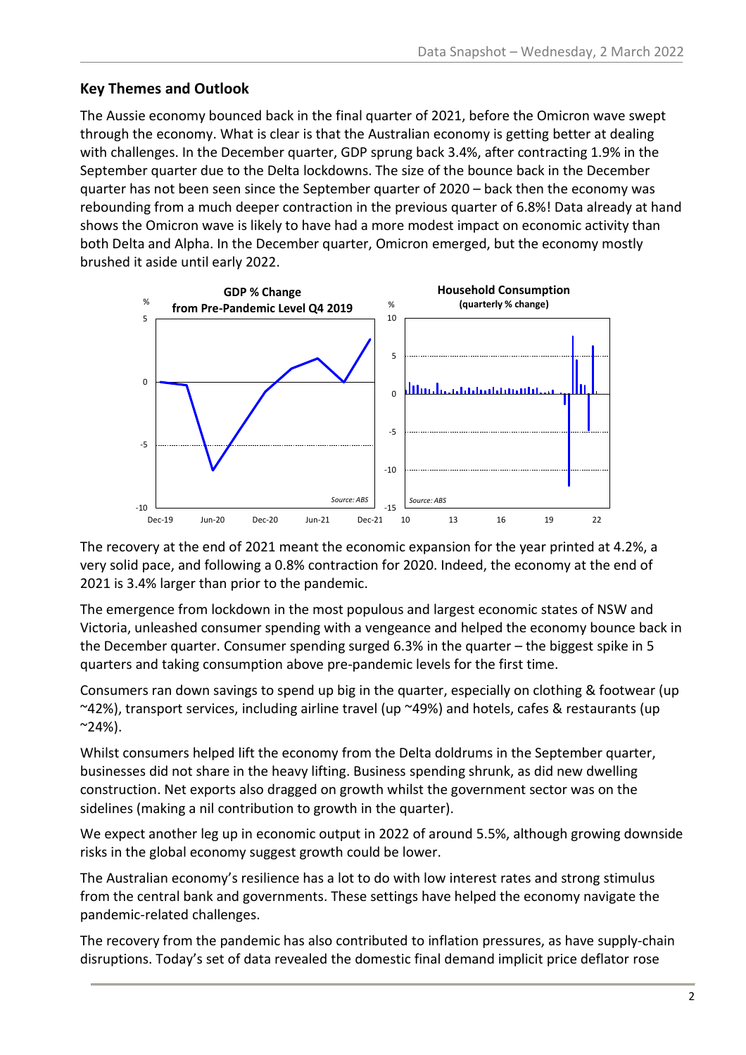## Key Themes and Outlook

The Aussie economy bounced back in the final quarter of 2021, before the Omicron wave swept through the economy. What is clear is that the Australian economy is getting better at dealing with challenges. In the December quarter, GDP sprung back 3.4%, after contracting 1.9% in the September quarter due to the Delta lockdowns. The size of the bounce back in the December quarter has not been seen since the September quarter of 2020 – back then the economy was rebounding from a much deeper contraction in the previous quarter of 6.8%! Data already at hand shows the Omicron wave is likely to have had a more modest impact on economic activity than both Delta and Alpha. In the December quarter, Omicron emerged, but the economy mostly brushed it aside until early 2022.

The recovery at the end of 2021 meant the economic expansion for the year printed at 4.2%, a very solid pace, and following a 0.8% contraction for 2020. Indeed, the economy at the end of 2021 is 3.4% larger than prior to the pandemic.

The emergence from lockdown in the most populous and largest economic states of NSW and Victoria, unleashed consumer spending with a vengeance and helped the economy bounce back in the December quarter. Consumer spending surged 6.3% in the quarter – the biggest spike in 5 quarters and taking consumption above pre-pandemic levels for the first time.

Consumers ran down savings to spend up big in the quarter, especially on clothing & footwear (up ~42%), transport services, including airline travel (up ~49%) and hotels, cafes & restaurants (up ~24%).

Whilst consumers helped lift the economy from the Delta doldrums in the September quarter, businesses did not share in the heavy lifting. Business spending shrunk, as did new dwelling construction. Net exports also dragged on growth whilst the government sector was on the sidelines (making a nil contribution to growth in the quarter).

We expect another leg up in economic output in 2022 of around 5.5%, although growing downside risks in the global economy suggest growth could be lower.

The Australian economy's resilience has a lot to do with low interest rates and strong stimulus from the central bank and governments. These settings have helped the economy navigate the pandemic-related challenges.

The recovery from the pandemic has also contributed to inflation pressures, as have supply-chain disruptions. Today's set of data revealed the domestic final demand implicit price deflator rose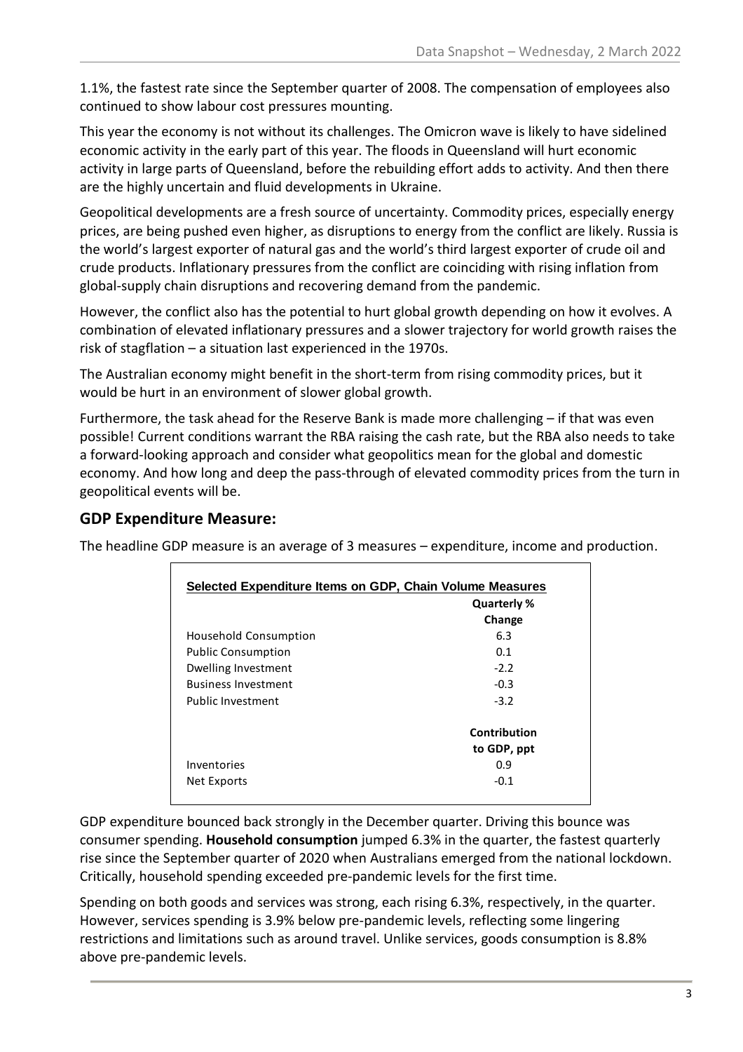1.1%, the fastest rate since the September quarter of 2008. The compensation of employees also continued to show labour cost pressures mounting.

This year the economy is not without its challenges. The Omicron wave is likely to have sidelined economic activity in the early part of this year. The floods in Queensland will hurt economic activity in large parts of Queensland, before the rebuilding effort adds to activity. And then there are the highly uncertain and fluid developments in Ukraine.

Geopolitical developments are a fresh source of uncertainty. Commodity prices, especially energy prices, are being pushed even higher, as disruptions to energy from the conflict are likely. Russia is the world's largest exporter of natural gas and the world's third largest exporter of crude oil and crude products. Inflationary pressures from the conflict are coinciding with rising inflation from global-supply chain disruptions and recovering demand from the pandemic.

However, the conflict also has the potential to hurt global growth depending on how it evolves. A combination of elevated inflationary pressures and a slower trajectory for world growth raises the risk of stagflation – a situation last experienced in the 1970s.

The Australian economy might benefit in the short-term from rising commodity prices, but it would be hurt in an environment of slower global growth.

Furthermore, the task ahead for the Reserve Bank is made more challenging – if that was even possible! Current conditions warrant the RBA raising the cash rate, but the RBA also needs to take a forward-looking approach and consider what geopolitics mean for the global and domestic economy. And how long and deep the pass-through of elevated commodity prices from the turn in geopolitical events will be.

## GDP Expenditure Measure:

The headline GDP measure is an average of 3 measures – expenditure, income and production.

**Selected Expenditure Items on GDP, Chain Volume Measures**

| | Quarterly % Change |
|---|---|
| Household Consumption | 6.3 |
| Public Consumption | 0.1 |
| Dwelling Investment | -2.2 |
| Business Investment | -0.3 |
| Public Investment | -3.2 |
| | **Contribution to GDP, ppt** |
| Inventories | 0.9 |
| Net Exports | -0.1 |

GDP expenditure bounced back strongly in the December quarter. Driving this bounce was consumer spending. **Household consumption** jumped 6.3% in the quarter, the fastest quarterly rise since the September quarter of 2020 when Australians emerged from the national lockdown. Critically, household spending exceeded pre-pandemic levels for the first time.

Spending on both goods and services was strong, each rising 6.3%, respectively, in the quarter. However, services spending is 3.9% below pre-pandemic levels, reflecting some lingering restrictions and limitations such as around travel. Unlike services, goods consumption is 8.8% above pre-pandemic levels.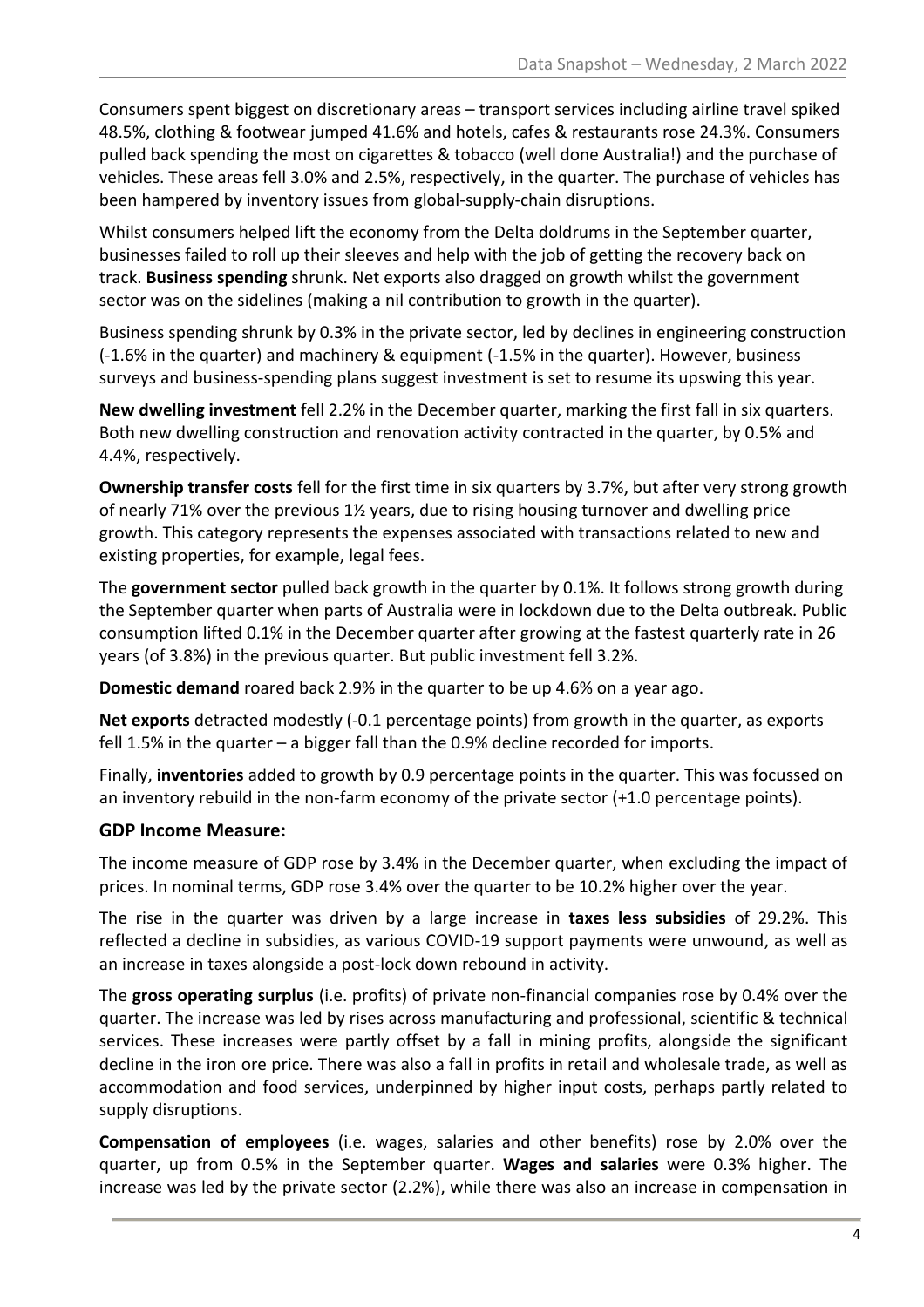Consumers spent biggest on discretionary areas – transport services including airline travel spiked 48.5%, clothing & footwear jumped 41.6% and hotels, cafes & restaurants rose 24.3%. Consumers pulled back spending the most on cigarettes & tobacco (well done Australia!) and the purchase of vehicles. These areas fell 3.0% and 2.5%, respectively, in the quarter. The purchase of vehicles has been hampered by inventory issues from global-supply-chain disruptions.

Whilst consumers helped lift the economy from the Delta doldrums in the September quarter, businesses failed to roll up their sleeves and help with the job of getting the recovery back on track. **Business spending** shrunk. Net exports also dragged on growth whilst the government sector was on the sidelines (making a nil contribution to growth in the quarter).

Business spending shrunk by 0.3% in the private sector, led by declines in engineering construction (-1.6% in the quarter) and machinery & equipment (-1.5% in the quarter). However, business surveys and business-spending plans suggest investment is set to resume its upswing this year.

**New dwelling investment** fell 2.2% in the December quarter, marking the first fall in six quarters. Both new dwelling construction and renovation activity contracted in the quarter, by 0.5% and 4.4%, respectively.

**Ownership transfer costs** fell for the first time in six quarters by 3.7%, but after very strong growth of nearly 71% over the previous 1½ years, due to rising housing turnover and dwelling price growth. This category represents the expenses associated with transactions related to new and existing properties, for example, legal fees.

The **government sector** pulled back growth in the quarter by 0.1%. It follows strong growth during the September quarter when parts of Australia were in lockdown due to the Delta outbreak. Public consumption lifted 0.1% in the December quarter after growing at the fastest quarterly rate in 26 years (of 3.8%) in the previous quarter. But public investment fell 3.2%.

**Domestic demand** roared back 2.9% in the quarter to be up 4.6% on a year ago.

**Net exports** detracted modestly (-0.1 percentage points) from growth in the quarter, as exports fell 1.5% in the quarter – a bigger fall than the 0.9% decline recorded for imports.

Finally, **inventories** added to growth by 0.9 percentage points in the quarter. This was focussed on an inventory rebuild in the non-farm economy of the private sector (+1.0 percentage points).

## GDP Income Measure:

The income measure of GDP rose by 3.4% in the December quarter, when excluding the impact of prices. In nominal terms, GDP rose 3.4% over the quarter to be 10.2% higher over the year.

The rise in the quarter was driven by a large increase in **taxes less subsidies** of 29.2%. This reflected a decline in subsidies, as various COVID-19 support payments were unwound, as well as an increase in taxes alongside a post-lock down rebound in activity.

The **gross operating surplus** (i.e. profits) of private non-financial companies rose by 0.4% over the quarter. The increase was led by rises across manufacturing and professional, scientific & technical services. These increases were partly offset by a fall in mining profits, alongside the significant decline in the iron ore price. There was also a fall in profits in retail and wholesale trade, as well as accommodation and food services, underpinned by higher input costs, perhaps partly related to supply disruptions.

**Compensation of employees** (i.e. wages, salaries and other benefits) rose by 2.0% over the quarter, up from 0.5% in the September quarter. **Wages and salaries** were 0.3% higher. The increase was led by the private sector (2.2%), while there was also an increase in compensation in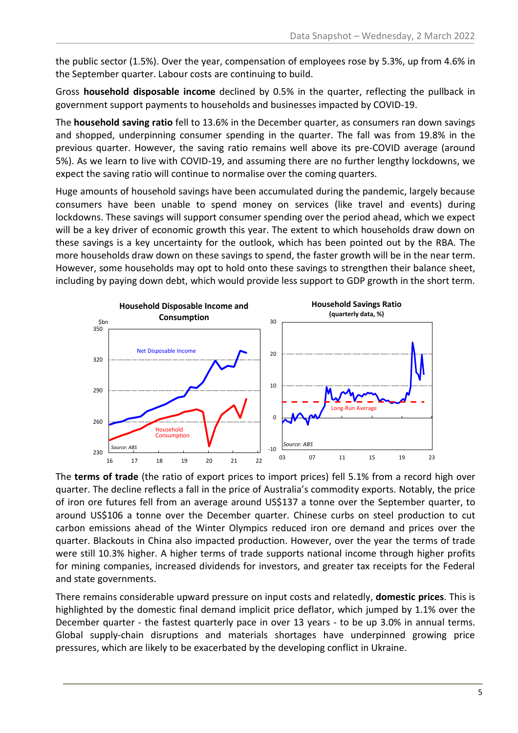the public sector (1.5%). Over the year, compensation of employees rose by 5.3%, up from 4.6% in the September quarter. Labour costs are continuing to build.

Gross **household disposable income** declined by 0.5% in the quarter, reflecting the pullback in government support payments to households and businesses impacted by COVID-19.

The **household saving ratio** fell to 13.6% in the December quarter, as consumers ran down savings and shopped, underpinning consumer spending in the quarter. The fall was from 19.8% in the previous quarter. However, the saving ratio remains well above its pre-COVID average (around 5%). As we learn to live with COVID-19, and assuming there are no further lengthy lockdowns, we expect the saving ratio will continue to normalise over the coming quarters.

Huge amounts of household savings have been accumulated during the pandemic, largely because consumers have been unable to spend money on services (like travel and events) during lockdowns. These savings will support consumer spending over the period ahead, which we expect will be a key driver of economic growth this year. The extent to which households draw down on these savings is a key uncertainty for the outlook, which has been pointed out by the RBA. The more households draw down on these savings to spend, the faster growth will be in the near term. However, some households may opt to hold onto these savings to strengthen their balance sheet, including by paying down debt, which would provide less support to GDP growth in the short term.

**Household Disposable Income and Consumption**

**Household Savings Ratio**
**(quarterly data, %)**

The **terms of trade** (the ratio of export prices to import prices) fell 5.1% from a record high over quarter. The decline reflects a fall in the price of Australia's commodity exports. Notably, the price of iron ore futures fell from an average around US$137 a tonne over the September quarter, to around US$106 a tonne over the December quarter. Chinese curbs on steel production to cut carbon emissions ahead of the Winter Olympics reduced iron ore demand and prices over the quarter. Blackouts in China also impacted production. However, over the year the terms of trade were still 10.3% higher. A higher terms of trade supports national income through higher profits for mining companies, increased dividends for investors, and greater tax receipts for the Federal and state governments.

There remains considerable upward pressure on input costs and relatedly, **domestic prices**. This is highlighted by the domestic final demand implicit price deflator, which jumped by 1.1% over the December quarter - the fastest quarterly pace in over 13 years - to be up 3.0% in annual terms. Global supply-chain disruptions and materials shortages have underpinned growing price pressures, which are likely to be exacerbated by the developing conflict in Ukraine.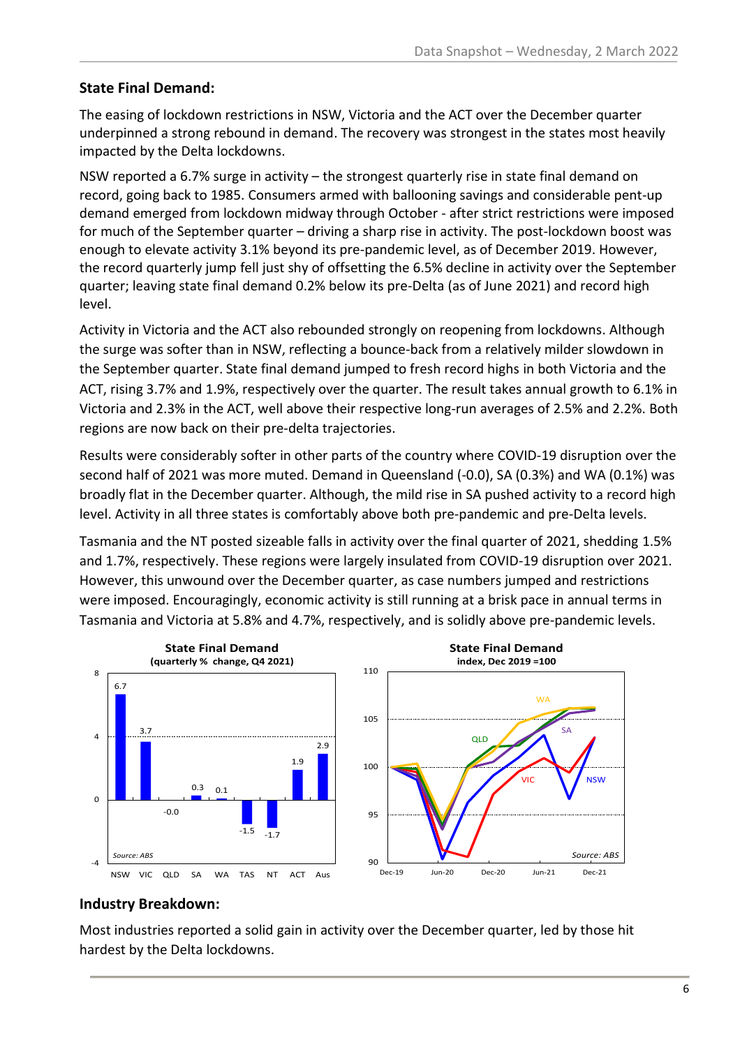## State Final Demand:

The easing of lockdown restrictions in NSW, Victoria and the ACT over the December quarter underpinned a strong rebound in demand. The recovery was strongest in the states most heavily impacted by the Delta lockdowns.

NSW reported a 6.7% surge in activity – the strongest quarterly rise in state final demand on record, going back to 1985. Consumers armed with ballooning savings and considerable pent-up demand emerged from lockdown midway through October - after strict restrictions were imposed for much of the September quarter – driving a sharp rise in activity. The post-lockdown boost was enough to elevate activity 3.1% beyond its pre-pandemic level, as of December 2019. However, the record quarterly jump fell just shy of offsetting the 6.5% decline in activity over the September quarter; leaving state final demand 0.2% below its pre-Delta (as of June 2021) and record high level.

Activity in Victoria and the ACT also rebounded strongly on reopening from lockdowns. Although the surge was softer than in NSW, reflecting a bounce-back from a relatively milder slowdown in the September quarter. State final demand jumped to fresh record highs in both Victoria and the ACT, rising 3.7% and 1.9%, respectively over the quarter. The result takes annual growth to 6.1% in Victoria and 2.3% in the ACT, well above their respective long-run averages of 2.5% and 2.2%. Both regions are now back on their pre-delta trajectories.

Results were considerably softer in other parts of the country where COVID-19 disruption over the second half of 2021 was more muted. Demand in Queensland (-0.0), SA (0.3%) and WA (0.1%) was broadly flat in the December quarter. Although, the mild rise in SA pushed activity to a record high level. Activity in all three states is comfortably above both pre-pandemic and pre-Delta levels.

Tasmania and the NT posted sizeable falls in activity over the final quarter of 2021, shedding 1.5% and 1.7%, respectively. These regions were largely insulated from COVID-19 disruption over 2021. However, this unwound over the December quarter, as case numbers jumped and restrictions were imposed. Encouragingly, economic activity is still running at a brisk pace in annual terms in Tasmania and Victoria at 5.8% and 4.7%, respectively, and is solidly above pre-pandemic levels.

**State Final Demand**
**(quarterly % change, Q4 2021)**

| NSW | VIC | QLD | SA | WA | TAS | NT | ACT | Aus |
|---|---|---|---|---|---|---|---|---|
| 6.7 | 3.7 | -0.0 | 0.3 | 0.1 | -1.5 | -1.7 | 1.9 | 2.9 |

*Source: ABS*

**State Final Demand**
**index, Dec 2019 =100**

*Source: ABS*

## Industry Breakdown:

Most industries reported a solid gain in activity over the December quarter, led by those hit hardest by the Delta lockdowns.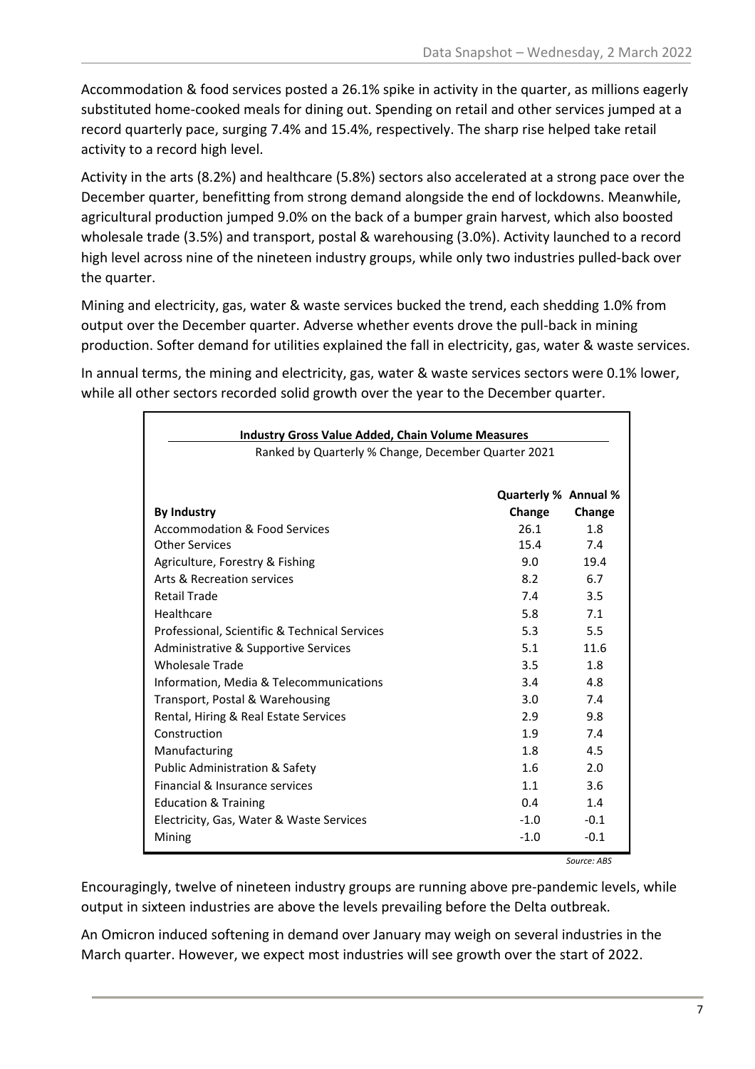Accommodation & food services posted a 26.1% spike in activity in the quarter, as millions eagerly substituted home-cooked meals for dining out. Spending on retail and other services jumped at a record quarterly pace, surging 7.4% and 15.4%, respectively. The sharp rise helped take retail activity to a record high level.

Activity in the arts (8.2%) and healthcare (5.8%) sectors also accelerated at a strong pace over the December quarter, benefitting from strong demand alongside the end of lockdowns. Meanwhile, agricultural production jumped 9.0% on the back of a bumper grain harvest, which also boosted wholesale trade (3.5%) and transport, postal & warehousing (3.0%). Activity launched to a record high level across nine of the nineteen industry groups, while only two industries pulled-back over the quarter.

Mining and electricity, gas, water & waste services bucked the trend, each shedding 1.0% from output over the December quarter. Adverse whether events drove the pull-back in mining production. Softer demand for utilities explained the fall in electricity, gas, water & waste services.

In annual terms, the mining and electricity, gas, water & waste services sectors were 0.1% lower, while all other sectors recorded solid growth over the year to the December quarter.

**Industry Gross Value Added, Chain Volume Measures**

Ranked by Quarterly % Change, December Quarter 2021

| By Industry | Quarterly % Change | Annual % Change |
|---|---|---|
| Accommodation & Food Services | 26.1 | 1.8 |
| Other Services | 15.4 | 7.4 |
| Agriculture, Forestry & Fishing | 9.0 | 19.4 |
| Arts & Recreation services | 8.2 | 6.7 |
| Retail Trade | 7.4 | 3.5 |
| Healthcare | 5.8 | 7.1 |
| Professional, Scientific & Technical Services | 5.3 | 5.5 |
| Administrative & Supportive Services | 5.1 | 11.6 |
| Wholesale Trade | 3.5 | 1.8 |
| Information, Media & Telecommunications | 3.4 | 4.8 |
| Transport, Postal & Warehousing | 3.0 | 7.4 |
| Rental, Hiring & Real Estate Services | 2.9 | 9.8 |
| Construction | 1.9 | 7.4 |
| Manufacturing | 1.8 | 4.5 |
| Public Administration & Safety | 1.6 | 2.0 |
| Financial & Insurance services | 1.1 | 3.6 |
| Education & Training | 0.4 | 1.4 |
| Electricity, Gas, Water & Waste Services | -1.0 | -0.1 |
| Mining | -1.0 | -0.1 |

*Source: ABS*

Encouragingly, twelve of nineteen industry groups are running above pre-pandemic levels, while output in sixteen industries are above the levels prevailing before the Delta outbreak.

An Omicron induced softening in demand over January may weigh on several industries in the March quarter. However, we expect most industries will see growth over the start of 2022.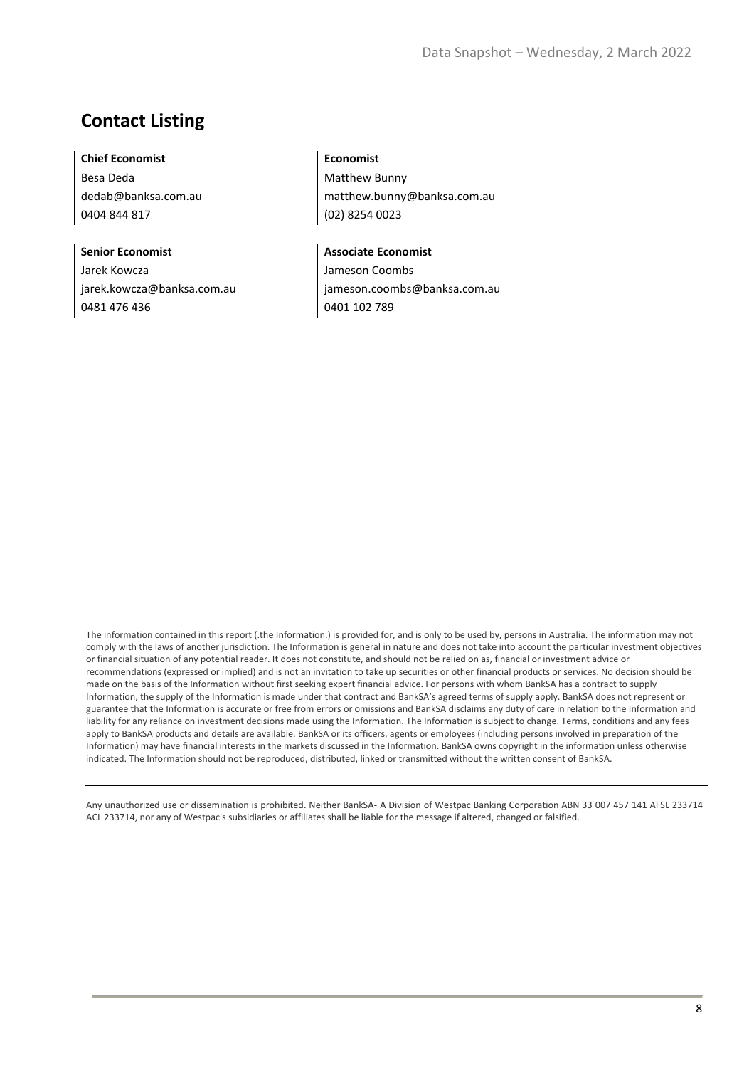## Contact Listing

**Chief Economist**
Besa Deda
dedab@banksa.com.au
0404 844 817

**Senior Economist**
Jarek Kowcza
jarek.kowcza@banksa.com.au
0481 476 436

**Economist**
Matthew Bunny
matthew.bunny@banksa.com.au
(02) 8254 0023

**Associate Economist**
Jameson Coombs
jameson.coombs@banksa.com.au
0401 102 789

The information contained in this report (.the Information.) is provided for, and is only to be used by, persons in Australia. The information may not comply with the laws of another jurisdiction. The Information is general in nature and does not take into account the particular investment objectives or financial situation of any potential reader. It does not constitute, and should not be relied on as, financial or investment advice or recommendations (expressed or implied) and is not an invitation to take up securities or other financial products or services. No decision should be made on the basis of the Information without first seeking expert financial advice. For persons with whom BankSA has a contract to supply Information, the supply of the Information is made under that contract and BankSA's agreed terms of supply apply. BankSA does not represent or guarantee that the Information is accurate or free from errors or omissions and BankSA disclaims any duty of care in relation to the Information and liability for any reliance on investment decisions made using the Information. The Information is subject to change. Terms, conditions and any fees apply to BankSA products and details are available. BankSA or its officers, agents or employees (including persons involved in preparation of the Information) may have financial interests in the markets discussed in the Information. BankSA owns copyright in the information unless otherwise indicated. The Information should not be reproduced, distributed, linked or transmitted without the written consent of BankSA.

Any unauthorized use or dissemination is prohibited. Neither BankSA- A Division of Westpac Banking Corporation ABN 33 007 457 141 AFSL 233714 ACL 233714, nor any of Westpac's subsidiaries or affiliates shall be liable for the message if altered, changed or falsified.